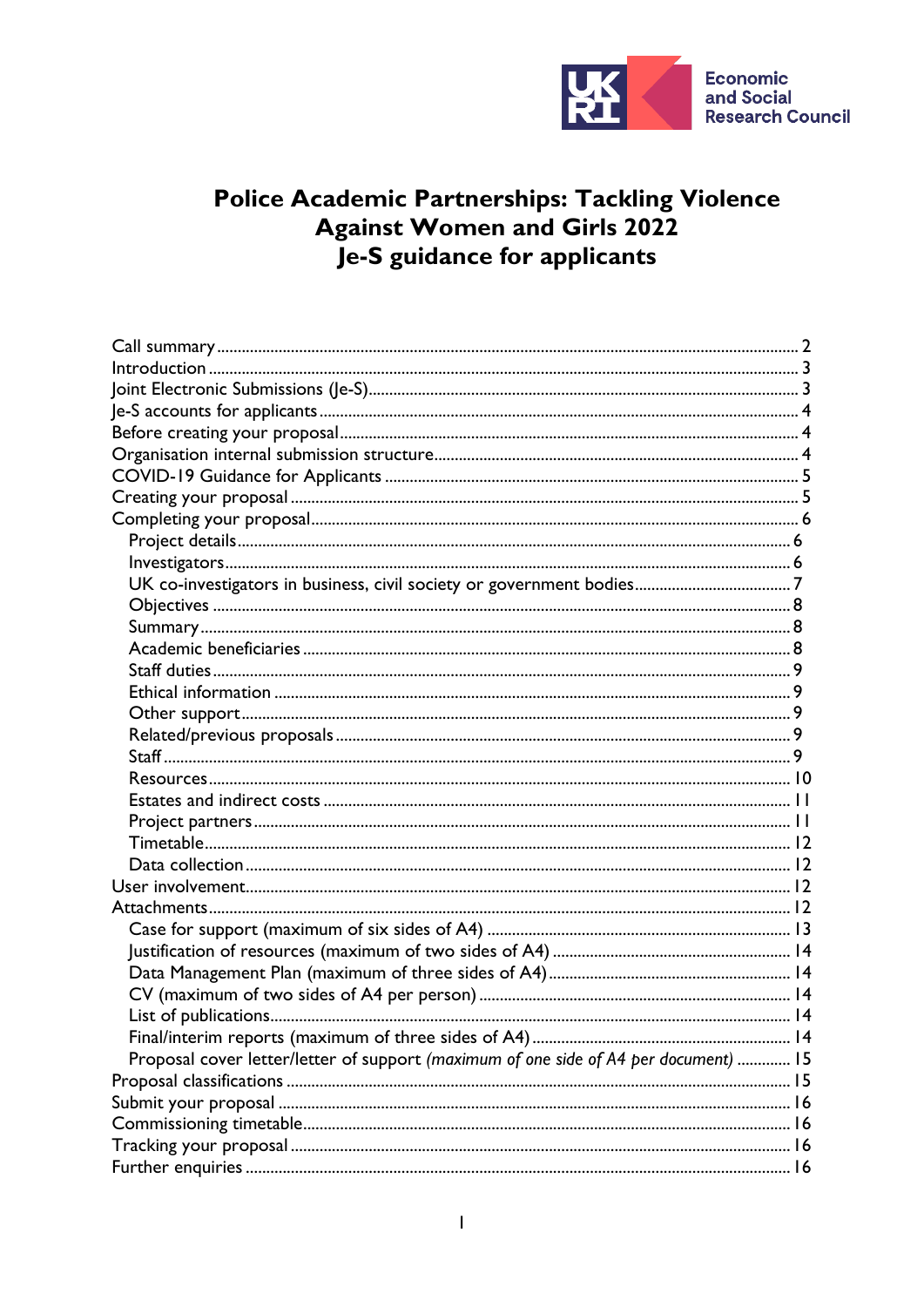Economic and Social Research Council

# Police Academic Partnerships: Tackling Violence Against Women and Girls 2022
# Je-S guidance for applicants

- Call summary ..... 2
- Introduction ..... 3
- Joint Electronic Submissions (Je-S) ..... 3
- Je-S accounts for applicants ..... 4
- Before creating your proposal ..... 4
- Organisation internal submission structure ..... 4
- COVID-19 Guidance for Applicants ..... 5
- Creating your proposal ..... 5
- Completing your proposal ..... 6
  - Project details ..... 6
  - Investigators ..... 6
  - UK co-investigators in business, civil society or government bodies ..... 7
  - Objectives ..... 8
  - Summary ..... 8
  - Academic beneficiaries ..... 8
  - Staff duties ..... 9
  - Ethical information ..... 9
  - Other support ..... 9
  - Related/previous proposals ..... 9
  - Staff ..... 9
  - Resources ..... 10
  - Estates and indirect costs ..... 11
  - Project partners ..... 11
  - Timetable ..... 12
  - Data collection ..... 12
- User involvement ..... 12
- Attachments ..... 12
  - Case for support (maximum of six sides of A4) ..... 13
  - Justification of resources (maximum of two sides of A4) ..... 14
  - Data Management Plan (maximum of three sides of A4) ..... 14
  - CV (maximum of two sides of A4 per person) ..... 14
  - List of publications ..... 14
  - Final/interim reports (maximum of three sides of A4) ..... 14
  - Proposal cover letter/letter of support *(maximum of one side of A4 per document)* ..... 15
- Proposal classifications ..... 15
- Submit your proposal ..... 16
- Commissioning timetable ..... 16
- Tracking your proposal ..... 16
- Further enquiries ..... 16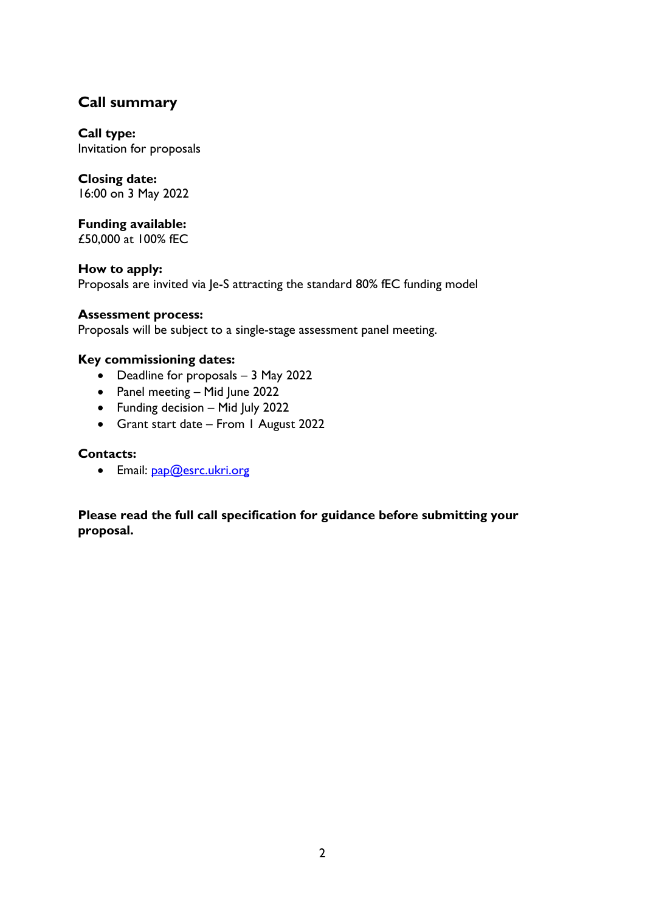## Call summary

**Call type:**
Invitation for proposals

**Closing date:**
16:00 on 3 May 2022

**Funding available:**
£50,000 at 100% fEC

**How to apply:**
Proposals are invited via Je-S attracting the standard 80% fEC funding model

**Assessment process:**
Proposals will be subject to a single-stage assessment panel meeting.

**Key commissioning dates:**

- Deadline for proposals – 3 May 2022
- Panel meeting – Mid June 2022
- Funding decision – Mid July 2022
- Grant start date – From 1 August 2022

**Contacts:**

- Email: pap@esrc.ukri.org

**Please read the full call specification for guidance before submitting your proposal.**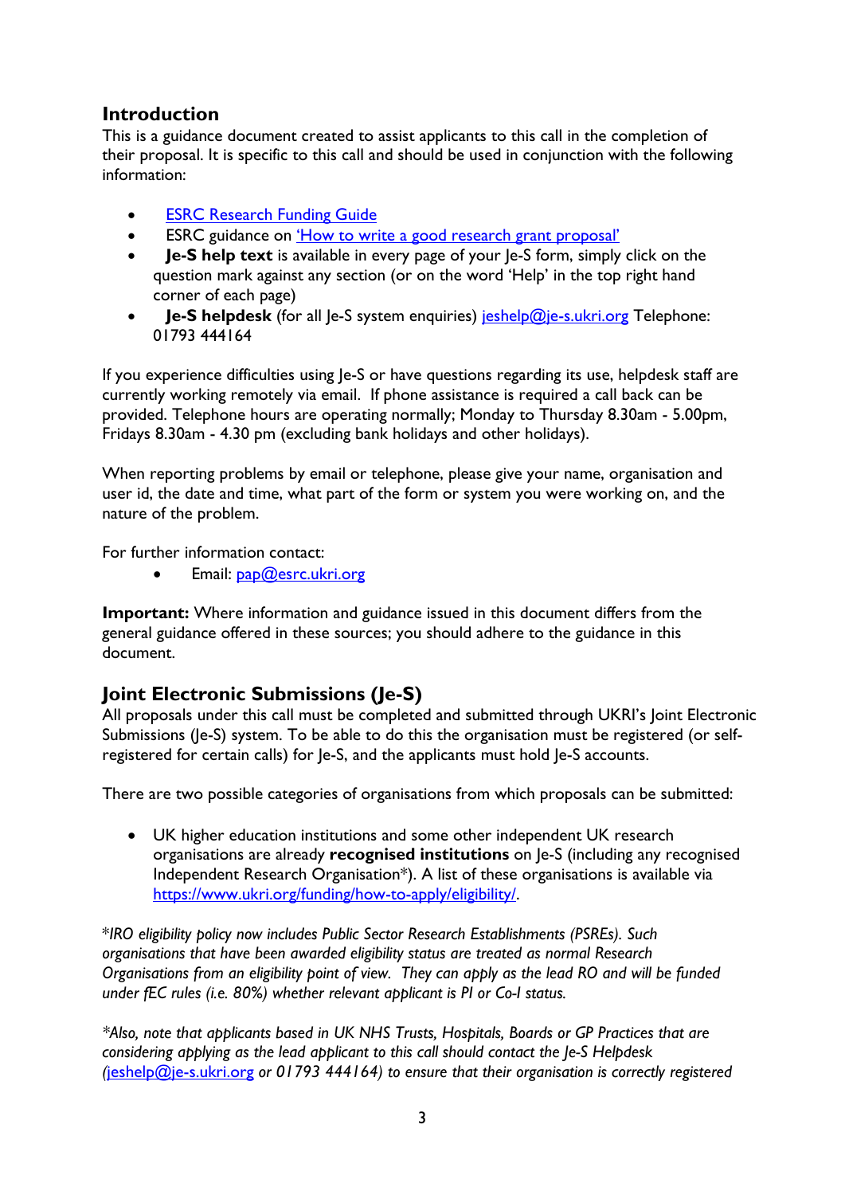## Introduction

This is a guidance document created to assist applicants to this call in the completion of their proposal. It is specific to this call and should be used in conjunction with the following information:

- ESRC Research Funding Guide
- ESRC guidance on 'How to write a good research grant proposal'
- **Je-S help text** is available in every page of your Je-S form, simply click on the question mark against any section (or on the word 'Help' in the top right hand corner of each page)
- **Je-S helpdesk** (for all Je-S system enquiries) jeshelp@je-s.ukri.org Telephone: 01793 444164

If you experience difficulties using Je-S or have questions regarding its use, helpdesk staff are currently working remotely via email. If phone assistance is required a call back can be provided. Telephone hours are operating normally; Monday to Thursday 8.30am - 5.00pm, Fridays 8.30am - 4.30 pm (excluding bank holidays and other holidays).

When reporting problems by email or telephone, please give your name, organisation and user id, the date and time, what part of the form or system you were working on, and the nature of the problem.

For further information contact:

- Email: pap@esrc.ukri.org

**Important:** Where information and guidance issued in this document differs from the general guidance offered in these sources; you should adhere to the guidance in this document.

## Joint Electronic Submissions (Je-S)

All proposals under this call must be completed and submitted through UKRI's Joint Electronic Submissions (Je-S) system. To be able to do this the organisation must be registered (or self-registered for certain calls) for Je-S, and the applicants must hold Je-S accounts.

There are two possible categories of organisations from which proposals can be submitted:

- UK higher education institutions and some other independent UK research organisations are already **recognised institutions** on Je-S (including any recognised Independent Research Organisation*). A list of these organisations is available via https://www.ukri.org/funding/how-to-apply/eligibility/.

**IRO eligibility policy now includes Public Sector Research Establishments (PSREs). Such organisations that have been awarded eligibility status are treated as normal Research Organisations from an eligibility point of view. They can apply as the lead RO and will be funded under fEC rules (i.e. 80%) whether relevant applicant is PI or Co-I status.*

**Also, note that applicants based in UK NHS Trusts, Hospitals, Boards or GP Practices that are considering applying as the lead applicant to this call should contact the Je-S Helpdesk (jeshelp@je-s.ukri.org or 01793 444164) to ensure that their organisation is correctly registered*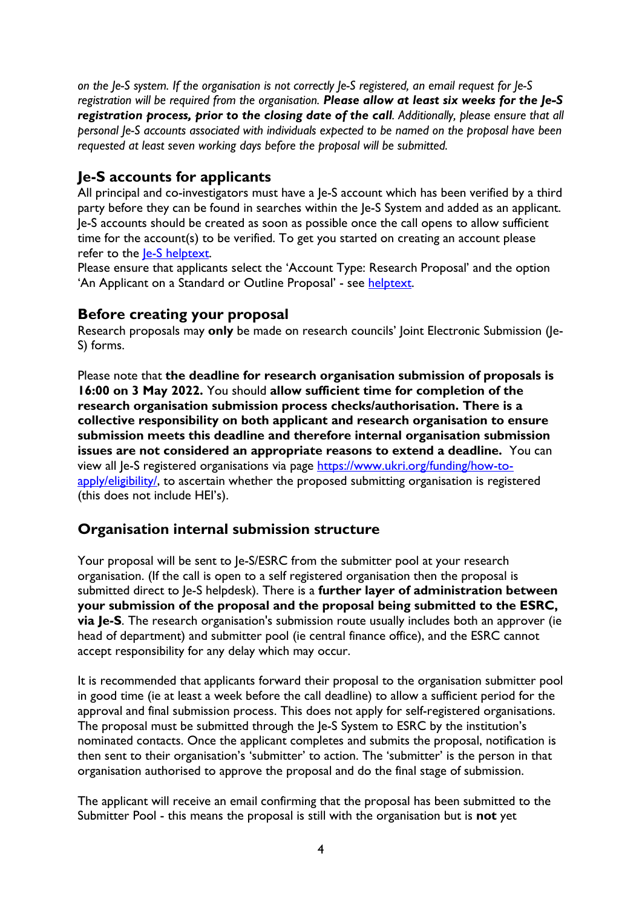*on the Je-S system. If the organisation is not correctly Je-S registered, an email request for Je-S registration will be required from the organisation.* ***Please allow at least six weeks for the Je-S registration process, prior to the closing date of the call****. Additionally, please ensure that all personal Je-S accounts associated with individuals expected to be named on the proposal have been requested at least seven working days before the proposal will be submitted.*

## Je-S accounts for applicants

All principal and co-investigators must have a Je-S account which has been verified by a third party before they can be found in searches within the Je-S System and added as an applicant. Je-S accounts should be created as soon as possible once the call opens to allow sufficient time for the account(s) to be verified. To get you started on creating an account please refer to the Je-S helptext.

Please ensure that applicants select the 'Account Type: Research Proposal' and the option 'An Applicant on a Standard or Outline Proposal' - see helptext.

## Before creating your proposal

Research proposals may **only** be made on research councils' Joint Electronic Submission (Je-S) forms.

Please note that **the deadline for research organisation submission of proposals is 16:00 on 3 May 2022.** You should **allow sufficient time for completion of the research organisation submission process checks/authorisation. There is a collective responsibility on both applicant and research organisation to ensure submission meets this deadline and therefore internal organisation submission issues are not considered an appropriate reasons to extend a deadline.** You can view all Je-S registered organisations via page https://www.ukri.org/funding/how-to-apply/eligibility/, to ascertain whether the proposed submitting organisation is registered (this does not include HEI's).

## Organisation internal submission structure

Your proposal will be sent to Je-S/ESRC from the submitter pool at your research organisation. (If the call is open to a self registered organisation then the proposal is submitted direct to Je-S helpdesk). There is a **further layer of administration between your submission of the proposal and the proposal being submitted to the ESRC, via Je-S**. The research organisation's submission route usually includes both an approver (ie head of department) and submitter pool (ie central finance office), and the ESRC cannot accept responsibility for any delay which may occur.

It is recommended that applicants forward their proposal to the organisation submitter pool in good time (ie at least a week before the call deadline) to allow a sufficient period for the approval and final submission process. This does not apply for self-registered organisations. The proposal must be submitted through the Je-S System to ESRC by the institution's nominated contacts. Once the applicant completes and submits the proposal, notification is then sent to their organisation's 'submitter' to action. The 'submitter' is the person in that organisation authorised to approve the proposal and do the final stage of submission.

The applicant will receive an email confirming that the proposal has been submitted to the Submitter Pool - this means the proposal is still with the organisation but is **not** yet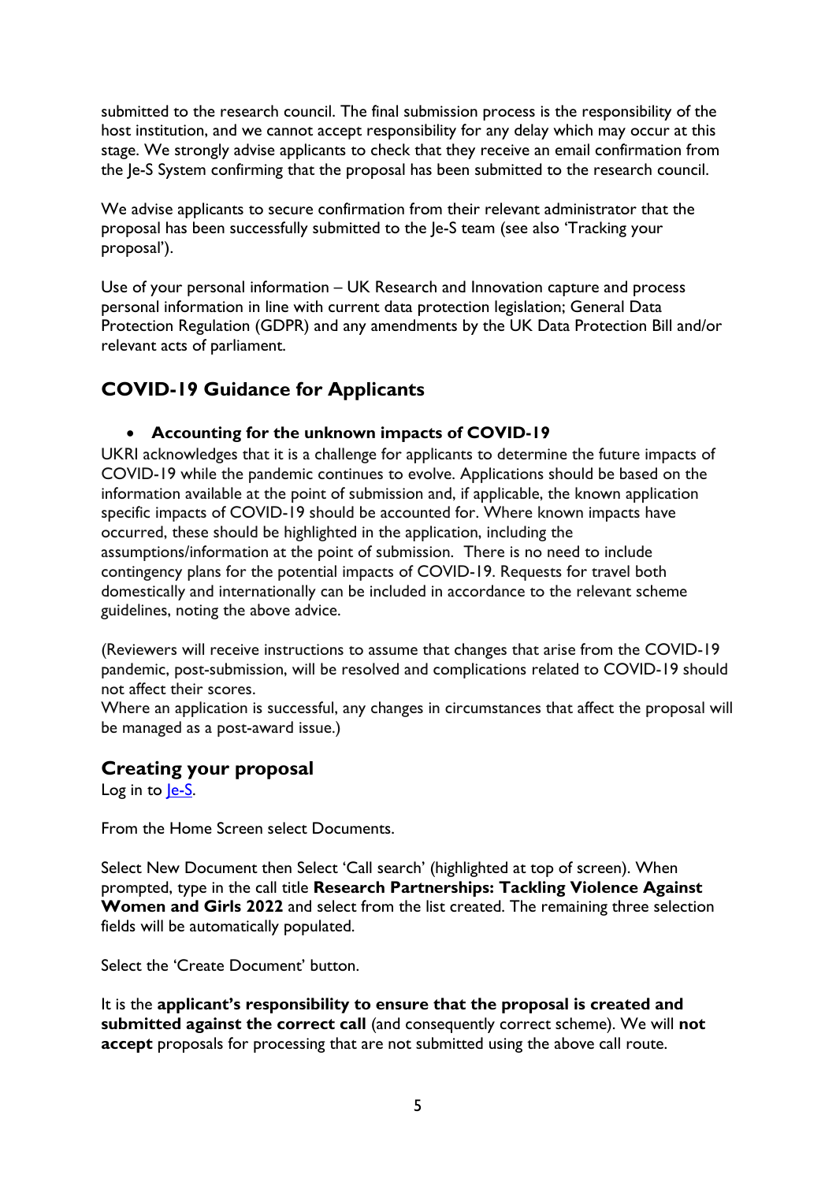submitted to the research council. The final submission process is the responsibility of the host institution, and we cannot accept responsibility for any delay which may occur at this stage. We strongly advise applicants to check that they receive an email confirmation from the Je-S System confirming that the proposal has been submitted to the research council.

We advise applicants to secure confirmation from their relevant administrator that the proposal has been successfully submitted to the Je-S team (see also 'Tracking your proposal').

Use of your personal information – UK Research and Innovation capture and process personal information in line with current data protection legislation; General Data Protection Regulation (GDPR) and any amendments by the UK Data Protection Bill and/or relevant acts of parliament.

## COVID-19 Guidance for Applicants

- **Accounting for the unknown impacts of COVID-19**

UKRI acknowledges that it is a challenge for applicants to determine the future impacts of COVID-19 while the pandemic continues to evolve. Applications should be based on the information available at the point of submission and, if applicable, the known application specific impacts of COVID-19 should be accounted for. Where known impacts have occurred, these should be highlighted in the application, including the assumptions/information at the point of submission. There is no need to include contingency plans for the potential impacts of COVID-19. Requests for travel both domestically and internationally can be included in accordance to the relevant scheme guidelines, noting the above advice.

(Reviewers will receive instructions to assume that changes that arise from the COVID-19 pandemic, post-submission, will be resolved and complications related to COVID-19 should not affect their scores.
Where an application is successful, any changes in circumstances that affect the proposal will be managed as a post-award issue.)

## Creating your proposal

Log in to [Je-S](Je-S).

From the Home Screen select Documents.

Select New Document then Select 'Call search' (highlighted at top of screen). When prompted, type in the call title **Research Partnerships: Tackling Violence Against Women and Girls 2022** and select from the list created. The remaining three selection fields will be automatically populated.

Select the 'Create Document' button.

It is the **applicant's responsibility to ensure that the proposal is created and submitted against the correct call** (and consequently correct scheme). We will **not accept** proposals for processing that are not submitted using the above call route.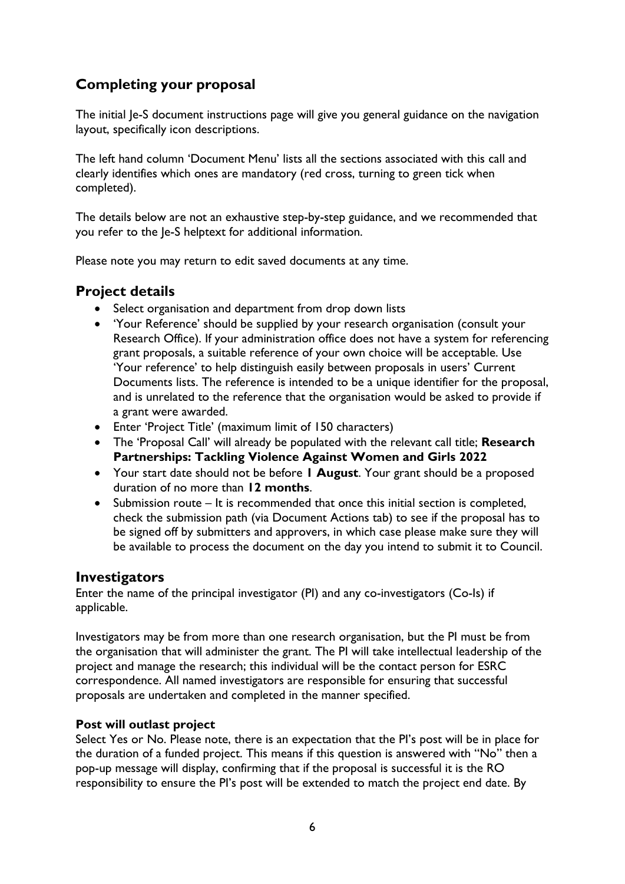## Completing your proposal

The initial Je-S document instructions page will give you general guidance on the navigation layout, specifically icon descriptions.

The left hand column 'Document Menu' lists all the sections associated with this call and clearly identifies which ones are mandatory (red cross, turning to green tick when completed).

The details below are not an exhaustive step-by-step guidance, and we recommended that you refer to the Je-S helptext for additional information.

Please note you may return to edit saved documents at any time.

## Project details

- Select organisation and department from drop down lists
- 'Your Reference' should be supplied by your research organisation (consult your Research Office). If your administration office does not have a system for referencing grant proposals, a suitable reference of your own choice will be acceptable. Use 'Your reference' to help distinguish easily between proposals in users' Current Documents lists. The reference is intended to be a unique identifier for the proposal, and is unrelated to the reference that the organisation would be asked to provide if a grant were awarded.
- Enter 'Project Title' (maximum limit of 150 characters)
- The 'Proposal Call' will already be populated with the relevant call title; **Research Partnerships: Tackling Violence Against Women and Girls 2022**
- Your start date should not be before **1 August**. Your grant should be a proposed duration of no more than **12 months**.
- Submission route – It is recommended that once this initial section is completed, check the submission path (via Document Actions tab) to see if the proposal has to be signed off by submitters and approvers, in which case please make sure they will be available to process the document on the day you intend to submit it to Council.

## Investigators

Enter the name of the principal investigator (PI) and any co-investigators (Co-Is) if applicable.

Investigators may be from more than one research organisation, but the PI must be from the organisation that will administer the grant. The PI will take intellectual leadership of the project and manage the research; this individual will be the contact person for ESRC correspondence. All named investigators are responsible for ensuring that successful proposals are undertaken and completed in the manner specified.

**Post will outlast project**

Select Yes or No. Please note, there is an expectation that the PI's post will be in place for the duration of a funded project. This means if this question is answered with "No" then a pop-up message will display, confirming that if the proposal is successful it is the RO responsibility to ensure the PI's post will be extended to match the project end date. By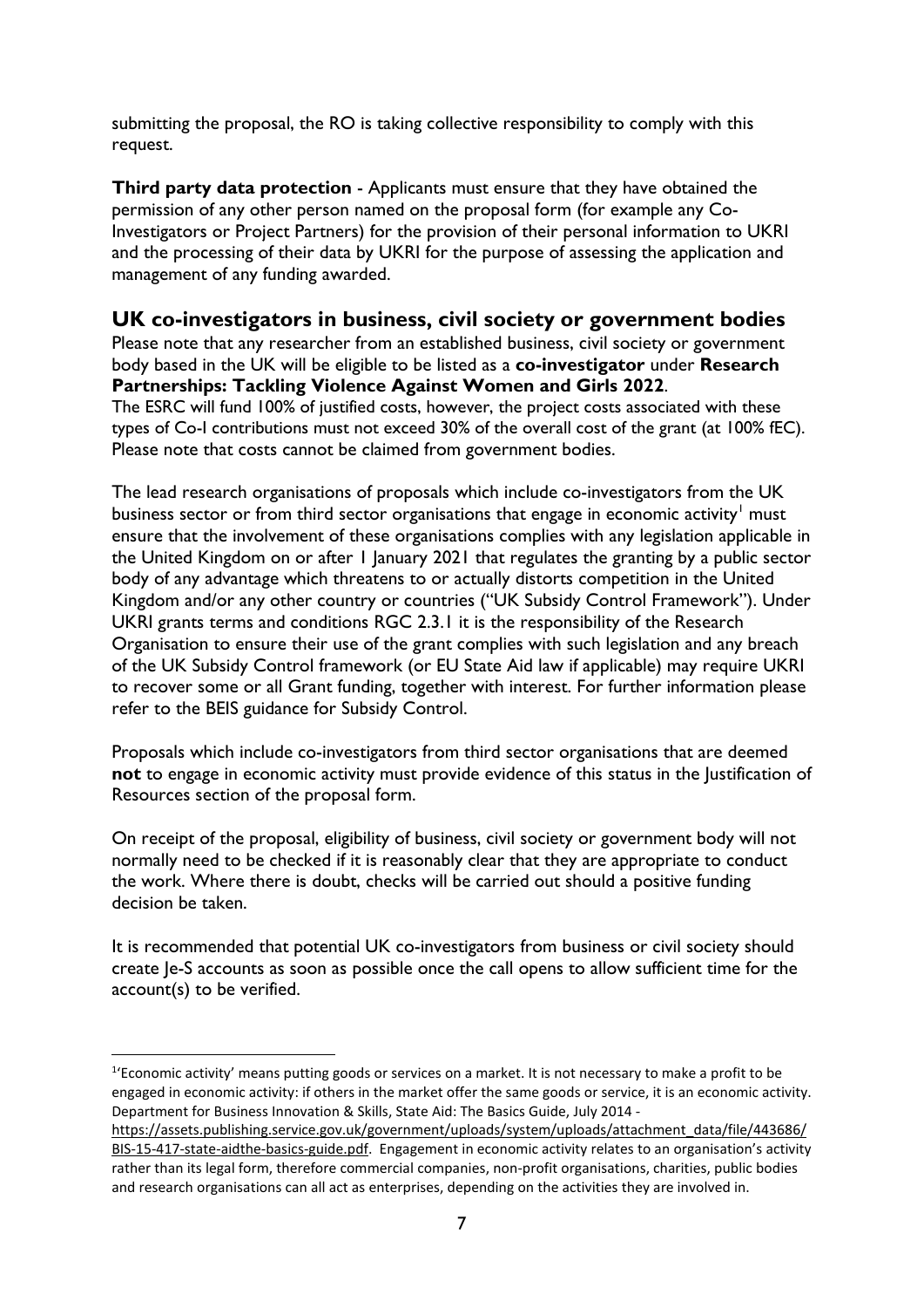submitting the proposal, the RO is taking collective responsibility to comply with this request.

**Third party data protection** - Applicants must ensure that they have obtained the permission of any other person named on the proposal form (for example any Co-Investigators or Project Partners) for the provision of their personal information to UKRI and the processing of their data by UKRI for the purpose of assessing the application and management of any funding awarded.

## UK co-investigators in business, civil society or government bodies

Please note that any researcher from an established business, civil society or government body based in the UK will be eligible to be listed as a **co-investigator** under **Research Partnerships: Tackling Violence Against Women and Girls 2022**.
The ESRC will fund 100% of justified costs, however, the project costs associated with these types of Co-I contributions must not exceed 30% of the overall cost of the grant (at 100% fEC). Please note that costs cannot be claimed from government bodies.

The lead research organisations of proposals which include co-investigators from the UK business sector or from third sector organisations that engage in economic activity[1] must ensure that the involvement of these organisations complies with any legislation applicable in the United Kingdom on or after 1 January 2021 that regulates the granting by a public sector body of any advantage which threatens to or actually distorts competition in the United Kingdom and/or any other country or countries ("UK Subsidy Control Framework"). Under UKRI grants terms and conditions RGC 2.3.1 it is the responsibility of the Research Organisation to ensure their use of the grant complies with such legislation and any breach of the UK Subsidy Control framework (or EU State Aid law if applicable) may require UKRI to recover some or all Grant funding, together with interest. For further information please refer to the BEIS guidance for Subsidy Control.

Proposals which include co-investigators from third sector organisations that are deemed **not** to engage in economic activity must provide evidence of this status in the Justification of Resources section of the proposal form.

On receipt of the proposal, eligibility of business, civil society or government body will not normally need to be checked if it is reasonably clear that they are appropriate to conduct the work. Where there is doubt, checks will be carried out should a positive funding decision be taken.

It is recommended that potential UK co-investigators from business or civil society should create Je-S accounts as soon as possible once the call opens to allow sufficient time for the account(s) to be verified.

---

[1] 'Economic activity' means putting goods or services on a market. It is not necessary to make a profit to be engaged in economic activity: if others in the market offer the same goods or service, it is an economic activity. Department for Business Innovation & Skills, State Aid: The Basics Guide, July 2014 - https://assets.publishing.service.gov.uk/government/uploads/system/uploads/attachment_data/file/443686/BIS-15-417-state-aidthe-basics-guide.pdf. Engagement in economic activity relates to an organisation's activity rather than its legal form, therefore commercial companies, non-profit organisations, charities, public bodies and research organisations can all act as enterprises, depending on the activities they are involved in.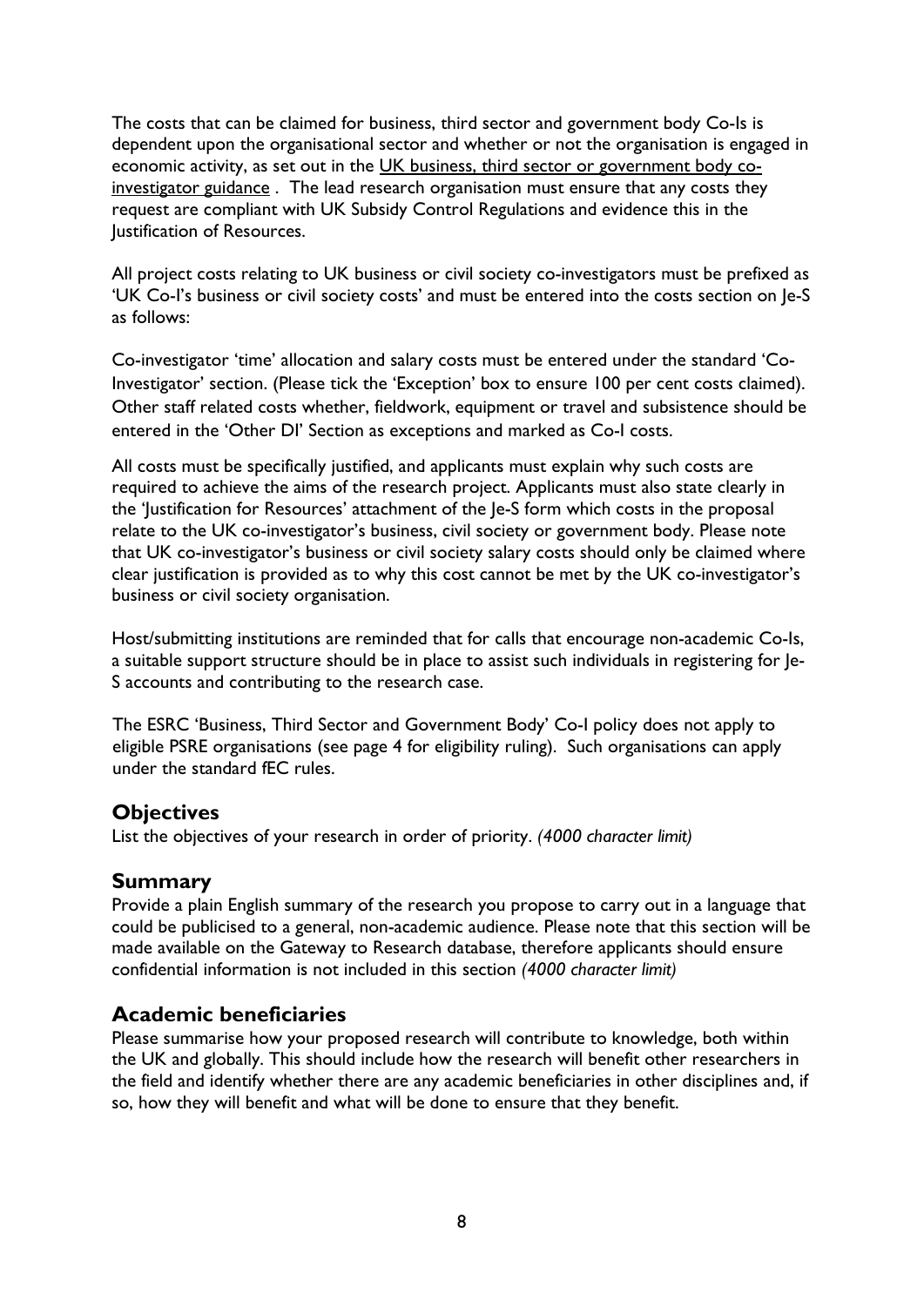The costs that can be claimed for business, third sector and government body Co-Is is dependent upon the organisational sector and whether or not the organisation is engaged in economic activity, as set out in the UK business, third sector or government body co-investigator guidance . The lead research organisation must ensure that any costs they request are compliant with UK Subsidy Control Regulations and evidence this in the Justification of Resources.

All project costs relating to UK business or civil society co-investigators must be prefixed as 'UK Co-I's business or civil society costs' and must be entered into the costs section on Je-S as follows:

Co-investigator 'time' allocation and salary costs must be entered under the standard 'Co-Investigator' section. (Please tick the 'Exception' box to ensure 100 per cent costs claimed). Other staff related costs whether, fieldwork, equipment or travel and subsistence should be entered in the 'Other DI' Section as exceptions and marked as Co-I costs.

All costs must be specifically justified, and applicants must explain why such costs are required to achieve the aims of the research project. Applicants must also state clearly in the 'Justification for Resources' attachment of the Je-S form which costs in the proposal relate to the UK co-investigator's business, civil society or government body. Please note that UK co-investigator's business or civil society salary costs should only be claimed where clear justification is provided as to why this cost cannot be met by the UK co-investigator's business or civil society organisation.

Host/submitting institutions are reminded that for calls that encourage non-academic Co-Is, a suitable support structure should be in place to assist such individuals in registering for Je-S accounts and contributing to the research case.

The ESRC 'Business, Third Sector and Government Body' Co-I policy does not apply to eligible PSRE organisations (see page 4 for eligibility ruling). Such organisations can apply under the standard fEC rules.

## Objectives

List the objectives of your research in order of priority. *(4000 character limit)*

## Summary

Provide a plain English summary of the research you propose to carry out in a language that could be publicised to a general, non-academic audience. Please note that this section will be made available on the Gateway to Research database, therefore applicants should ensure confidential information is not included in this section *(4000 character limit)*

## Academic beneficiaries

Please summarise how your proposed research will contribute to knowledge, both within the UK and globally. This should include how the research will benefit other researchers in the field and identify whether there are any academic beneficiaries in other disciplines and, if so, how they will benefit and what will be done to ensure that they benefit.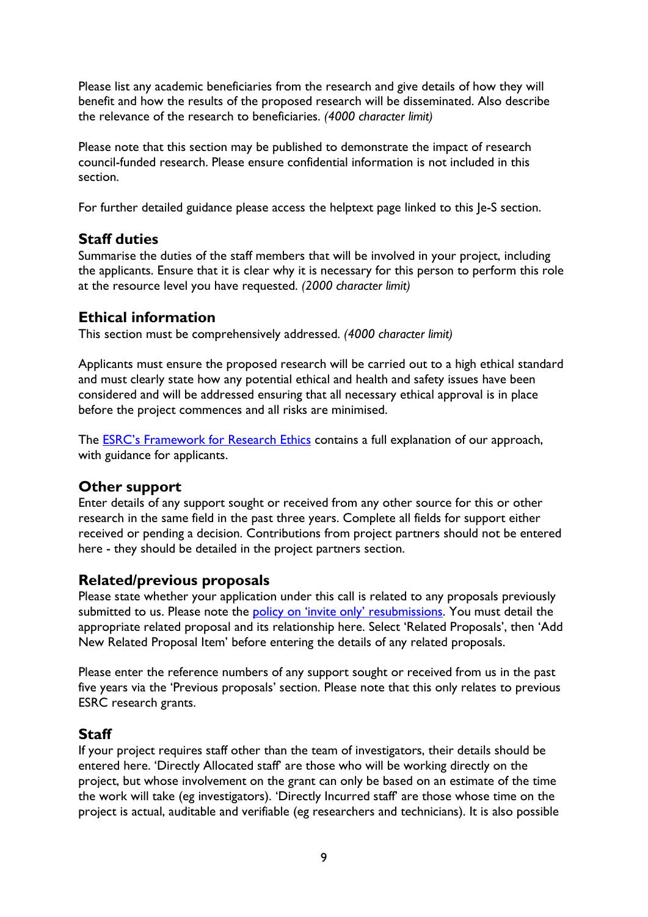Please list any academic beneficiaries from the research and give details of how they will benefit and how the results of the proposed research will be disseminated. Also describe the relevance of the research to beneficiaries. *(4000 character limit)*

Please note that this section may be published to demonstrate the impact of research council-funded research. Please ensure confidential information is not included in this section.

For further detailed guidance please access the helptext page linked to this Je-S section.

### Staff duties

Summarise the duties of the staff members that will be involved in your project, including the applicants. Ensure that it is clear why it is necessary for this person to perform this role at the resource level you have requested. *(2000 character limit)*

### Ethical information

This section must be comprehensively addressed. *(4000 character limit)*

Applicants must ensure the proposed research will be carried out to a high ethical standard and must clearly state how any potential ethical and health and safety issues have been considered and will be addressed ensuring that all necessary ethical approval is in place before the project commences and all risks are minimised.

The ESRC's Framework for Research Ethics contains a full explanation of our approach, with guidance for applicants.

### Other support

Enter details of any support sought or received from any other source for this or other research in the same field in the past three years. Complete all fields for support either received or pending a decision. Contributions from project partners should not be entered here - they should be detailed in the project partners section.

### Related/previous proposals

Please state whether your application under this call is related to any proposals previously submitted to us. Please note the policy on 'invite only' resubmissions. You must detail the appropriate related proposal and its relationship here. Select 'Related Proposals', then 'Add New Related Proposal Item' before entering the details of any related proposals.

Please enter the reference numbers of any support sought or received from us in the past five years via the 'Previous proposals' section. Please note that this only relates to previous ESRC research grants.

### Staff

If your project requires staff other than the team of investigators, their details should be entered here. 'Directly Allocated staff' are those who will be working directly on the project, but whose involvement on the grant can only be based on an estimate of the time the work will take (eg investigators). 'Directly Incurred staff' are those whose time on the project is actual, auditable and verifiable (eg researchers and technicians). It is also possible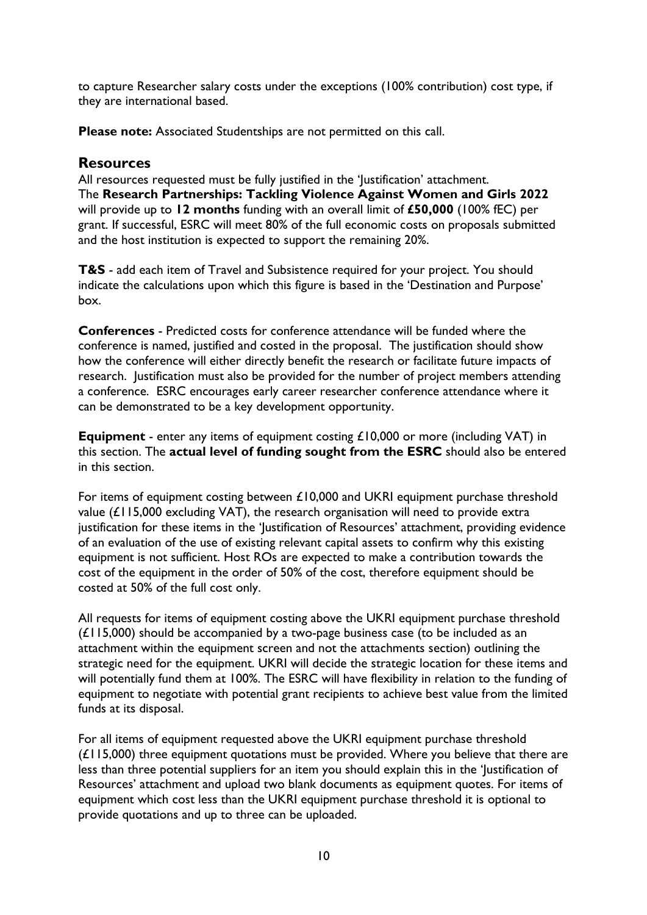to capture Researcher salary costs under the exceptions (100% contribution) cost type, if they are international based.

**Please note:** Associated Studentships are not permitted on this call.

## Resources

All resources requested must be fully justified in the 'Justification' attachment.
The **Research Partnerships: Tackling Violence Against Women and Girls 2022** will provide up to **12 months** funding with an overall limit of **£50,000** (100% fEC) per grant. If successful, ESRC will meet 80% of the full economic costs on proposals submitted and the host institution is expected to support the remaining 20%.

**T&S** - add each item of Travel and Subsistence required for your project. You should indicate the calculations upon which this figure is based in the 'Destination and Purpose' box.

**Conferences** - Predicted costs for conference attendance will be funded where the conference is named, justified and costed in the proposal. The justification should show how the conference will either directly benefit the research or facilitate future impacts of research. Justification must also be provided for the number of project members attending a conference. ESRC encourages early career researcher conference attendance where it can be demonstrated to be a key development opportunity.

**Equipment** - enter any items of equipment costing £10,000 or more (including VAT) in this section. The **actual level of funding sought from the ESRC** should also be entered in this section.

For items of equipment costing between £10,000 and UKRI equipment purchase threshold value (£115,000 excluding VAT), the research organisation will need to provide extra justification for these items in the 'Justification of Resources' attachment, providing evidence of an evaluation of the use of existing relevant capital assets to confirm why this existing equipment is not sufficient. Host ROs are expected to make a contribution towards the cost of the equipment in the order of 50% of the cost, therefore equipment should be costed at 50% of the full cost only.

All requests for items of equipment costing above the UKRI equipment purchase threshold (£115,000) should be accompanied by a two-page business case (to be included as an attachment within the equipment screen and not the attachments section) outlining the strategic need for the equipment. UKRI will decide the strategic location for these items and will potentially fund them at 100%. The ESRC will have flexibility in relation to the funding of equipment to negotiate with potential grant recipients to achieve best value from the limited funds at its disposal.

For all items of equipment requested above the UKRI equipment purchase threshold (£115,000) three equipment quotations must be provided. Where you believe that there are less than three potential suppliers for an item you should explain this in the 'Justification of Resources' attachment and upload two blank documents as equipment quotes. For items of equipment which cost less than the UKRI equipment purchase threshold it is optional to provide quotations and up to three can be uploaded.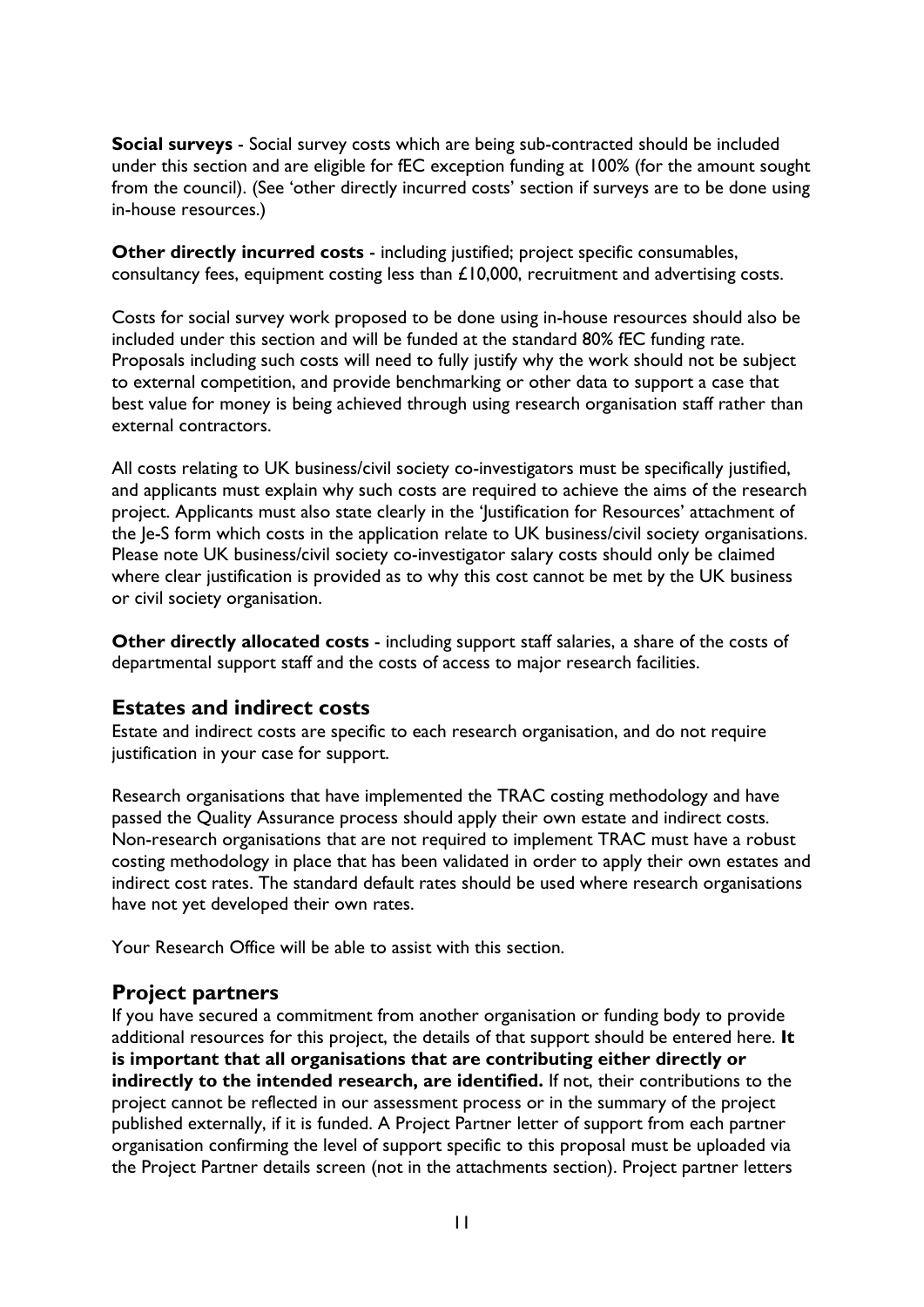**Social surveys** - Social survey costs which are being sub-contracted should be included under this section and are eligible for fEC exception funding at 100% (for the amount sought from the council). (See 'other directly incurred costs' section if surveys are to be done using in-house resources.)

**Other directly incurred costs** - including justified; project specific consumables, consultancy fees, equipment costing less than £10,000, recruitment and advertising costs.

Costs for social survey work proposed to be done using in-house resources should also be included under this section and will be funded at the standard 80% fEC funding rate. Proposals including such costs will need to fully justify why the work should not be subject to external competition, and provide benchmarking or other data to support a case that best value for money is being achieved through using research organisation staff rather than external contractors.

All costs relating to UK business/civil society co-investigators must be specifically justified, and applicants must explain why such costs are required to achieve the aims of the research project. Applicants must also state clearly in the 'Justification for Resources' attachment of the Je-S form which costs in the application relate to UK business/civil society organisations. Please note UK business/civil society co-investigator salary costs should only be claimed where clear justification is provided as to why this cost cannot be met by the UK business or civil society organisation.

**Other directly allocated costs** - including support staff salaries, a share of the costs of departmental support staff and the costs of access to major research facilities.

## Estates and indirect costs

Estate and indirect costs are specific to each research organisation, and do not require justification in your case for support.

Research organisations that have implemented the TRAC costing methodology and have passed the Quality Assurance process should apply their own estate and indirect costs. Non-research organisations that are not required to implement TRAC must have a robust costing methodology in place that has been validated in order to apply their own estates and indirect cost rates. The standard default rates should be used where research organisations have not yet developed their own rates.

Your Research Office will be able to assist with this section.

## Project partners

If you have secured a commitment from another organisation or funding body to provide additional resources for this project, the details of that support should be entered here. **It is important that all organisations that are contributing either directly or indirectly to the intended research, are identified.** If not, their contributions to the project cannot be reflected in our assessment process or in the summary of the project published externally, if it is funded. A Project Partner letter of support from each partner organisation confirming the level of support specific to this proposal must be uploaded via the Project Partner details screen (not in the attachments section). Project partner letters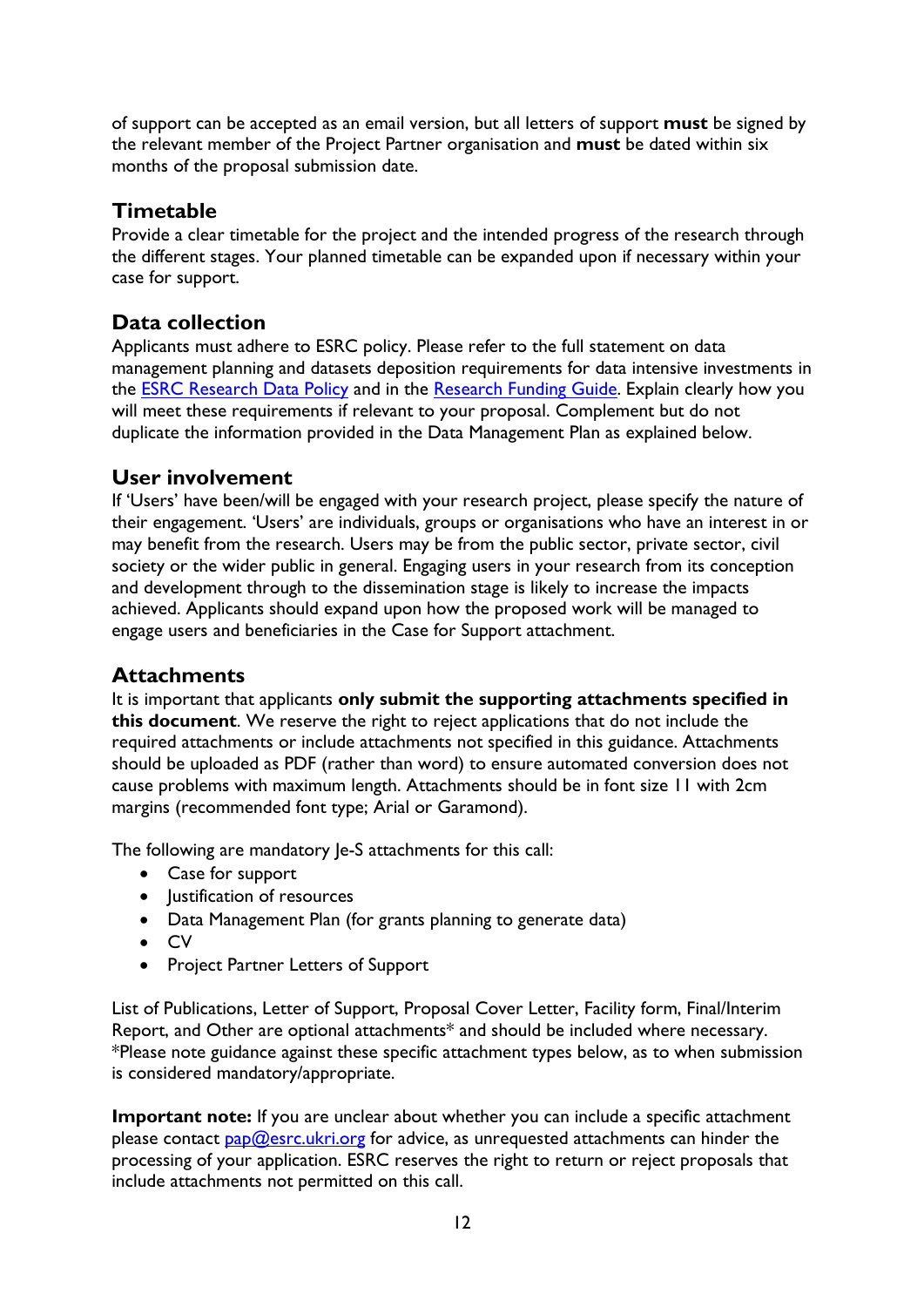of support can be accepted as an email version, but all letters of support **must** be signed by the relevant member of the Project Partner organisation and **must** be dated within six months of the proposal submission date.

## Timetable

Provide a clear timetable for the project and the intended progress of the research through the different stages. Your planned timetable can be expanded upon if necessary within your case for support.

## Data collection

Applicants must adhere to ESRC policy. Please refer to the full statement on data management planning and datasets deposition requirements for data intensive investments in the ESRC Research Data Policy and in the Research Funding Guide. Explain clearly how you will meet these requirements if relevant to your proposal. Complement but do not duplicate the information provided in the Data Management Plan as explained below.

## User involvement

If 'Users' have been/will be engaged with your research project, please specify the nature of their engagement. 'Users' are individuals, groups or organisations who have an interest in or may benefit from the research. Users may be from the public sector, private sector, civil society or the wider public in general. Engaging users in your research from its conception and development through to the dissemination stage is likely to increase the impacts achieved. Applicants should expand upon how the proposed work will be managed to engage users and beneficiaries in the Case for Support attachment.

## Attachments

It is important that applicants **only submit the supporting attachments specified in this document**. We reserve the right to reject applications that do not include the required attachments or include attachments not specified in this guidance. Attachments should be uploaded as PDF (rather than word) to ensure automated conversion does not cause problems with maximum length. Attachments should be in font size 11 with 2cm margins (recommended font type; Arial or Garamond).

The following are mandatory Je-S attachments for this call:

- Case for support
- Justification of resources
- Data Management Plan (for grants planning to generate data)
- CV
- Project Partner Letters of Support

List of Publications, Letter of Support, Proposal Cover Letter, Facility form, Final/Interim Report, and Other are optional attachments* and should be included where necessary. *Please note guidance against these specific attachment types below, as to when submission is considered mandatory/appropriate.

**Important note:** If you are unclear about whether you can include a specific attachment please contact pap@esrc.ukri.org for advice, as unrequested attachments can hinder the processing of your application. ESRC reserves the right to return or reject proposals that include attachments not permitted on this call.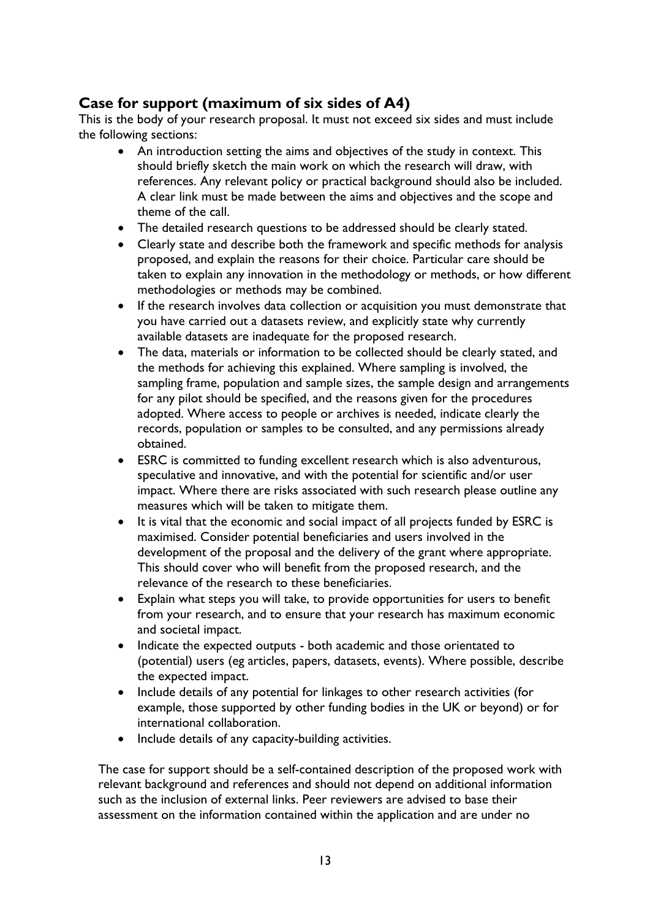## Case for support (maximum of six sides of A4)

This is the body of your research proposal. It must not exceed six sides and must include the following sections:

- An introduction setting the aims and objectives of the study in context. This should briefly sketch the main work on which the research will draw, with references. Any relevant policy or practical background should also be included. A clear link must be made between the aims and objectives and the scope and theme of the call.
- The detailed research questions to be addressed should be clearly stated.
- Clearly state and describe both the framework and specific methods for analysis proposed, and explain the reasons for their choice. Particular care should be taken to explain any innovation in the methodology or methods, or how different methodologies or methods may be combined.
- If the research involves data collection or acquisition you must demonstrate that you have carried out a datasets review, and explicitly state why currently available datasets are inadequate for the proposed research.
- The data, materials or information to be collected should be clearly stated, and the methods for achieving this explained. Where sampling is involved, the sampling frame, population and sample sizes, the sample design and arrangements for any pilot should be specified, and the reasons given for the procedures adopted. Where access to people or archives is needed, indicate clearly the records, population or samples to be consulted, and any permissions already obtained.
- ESRC is committed to funding excellent research which is also adventurous, speculative and innovative, and with the potential for scientific and/or user impact. Where there are risks associated with such research please outline any measures which will be taken to mitigate them.
- It is vital that the economic and social impact of all projects funded by ESRC is maximised. Consider potential beneficiaries and users involved in the development of the proposal and the delivery of the grant where appropriate. This should cover who will benefit from the proposed research, and the relevance of the research to these beneficiaries.
- Explain what steps you will take, to provide opportunities for users to benefit from your research, and to ensure that your research has maximum economic and societal impact.
- Indicate the expected outputs - both academic and those orientated to (potential) users (eg articles, papers, datasets, events). Where possible, describe the expected impact.
- Include details of any potential for linkages to other research activities (for example, those supported by other funding bodies in the UK or beyond) or for international collaboration.
- Include details of any capacity-building activities.

The case for support should be a self-contained description of the proposed work with relevant background and references and should not depend on additional information such as the inclusion of external links. Peer reviewers are advised to base their assessment on the information contained within the application and are under no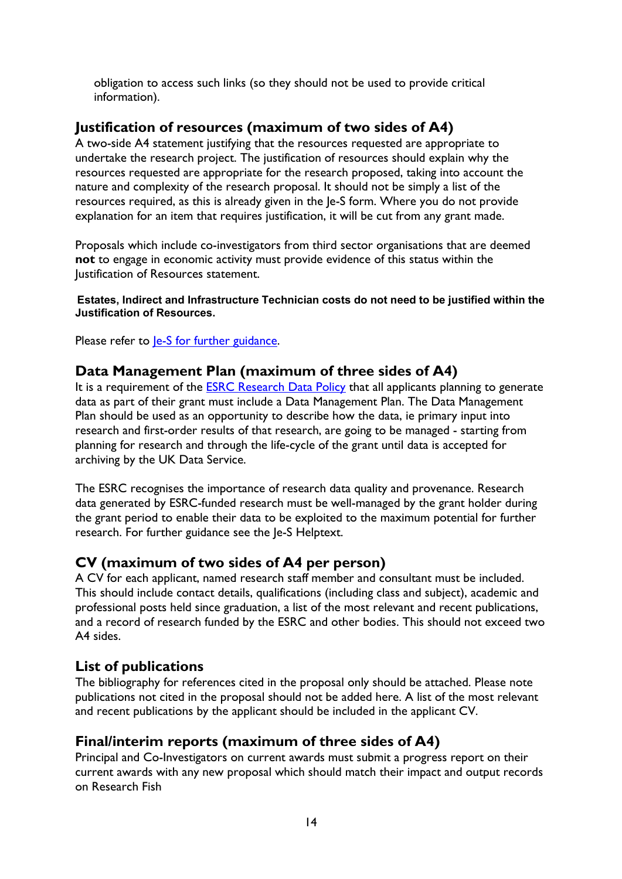obligation to access such links (so they should not be used to provide critical information).

## Justification of resources (maximum of two sides of A4)

A two-side A4 statement justifying that the resources requested are appropriate to undertake the research project. The justification of resources should explain why the resources requested are appropriate for the research proposed, taking into account the nature and complexity of the research proposal. It should not be simply a list of the resources required, as this is already given in the Je-S form. Where you do not provide explanation for an item that requires justification, it will be cut from any grant made.

Proposals which include co-investigators from third sector organisations that are deemed **not** to engage in economic activity must provide evidence of this status within the Justification of Resources statement.

**Estates, Indirect and Infrastructure Technician costs do not need to be justified within the Justification of Resources.**

Please refer to Je-S for further guidance.

## Data Management Plan (maximum of three sides of A4)

It is a requirement of the ESRC Research Data Policy that all applicants planning to generate data as part of their grant must include a Data Management Plan. The Data Management Plan should be used as an opportunity to describe how the data, ie primary input into research and first-order results of that research, are going to be managed - starting from planning for research and through the life-cycle of the grant until data is accepted for archiving by the UK Data Service.

The ESRC recognises the importance of research data quality and provenance. Research data generated by ESRC-funded research must be well-managed by the grant holder during the grant period to enable their data to be exploited to the maximum potential for further research. For further guidance see the Je-S Helptext.

## CV (maximum of two sides of A4 per person)

A CV for each applicant, named research staff member and consultant must be included. This should include contact details, qualifications (including class and subject), academic and professional posts held since graduation, a list of the most relevant and recent publications, and a record of research funded by the ESRC and other bodies. This should not exceed two A4 sides.

## List of publications

The bibliography for references cited in the proposal only should be attached. Please note publications not cited in the proposal should not be added here. A list of the most relevant and recent publications by the applicant should be included in the applicant CV.

## Final/interim reports (maximum of three sides of A4)

Principal and Co-Investigators on current awards must submit a progress report on their current awards with any new proposal which should match their impact and output records on Research Fish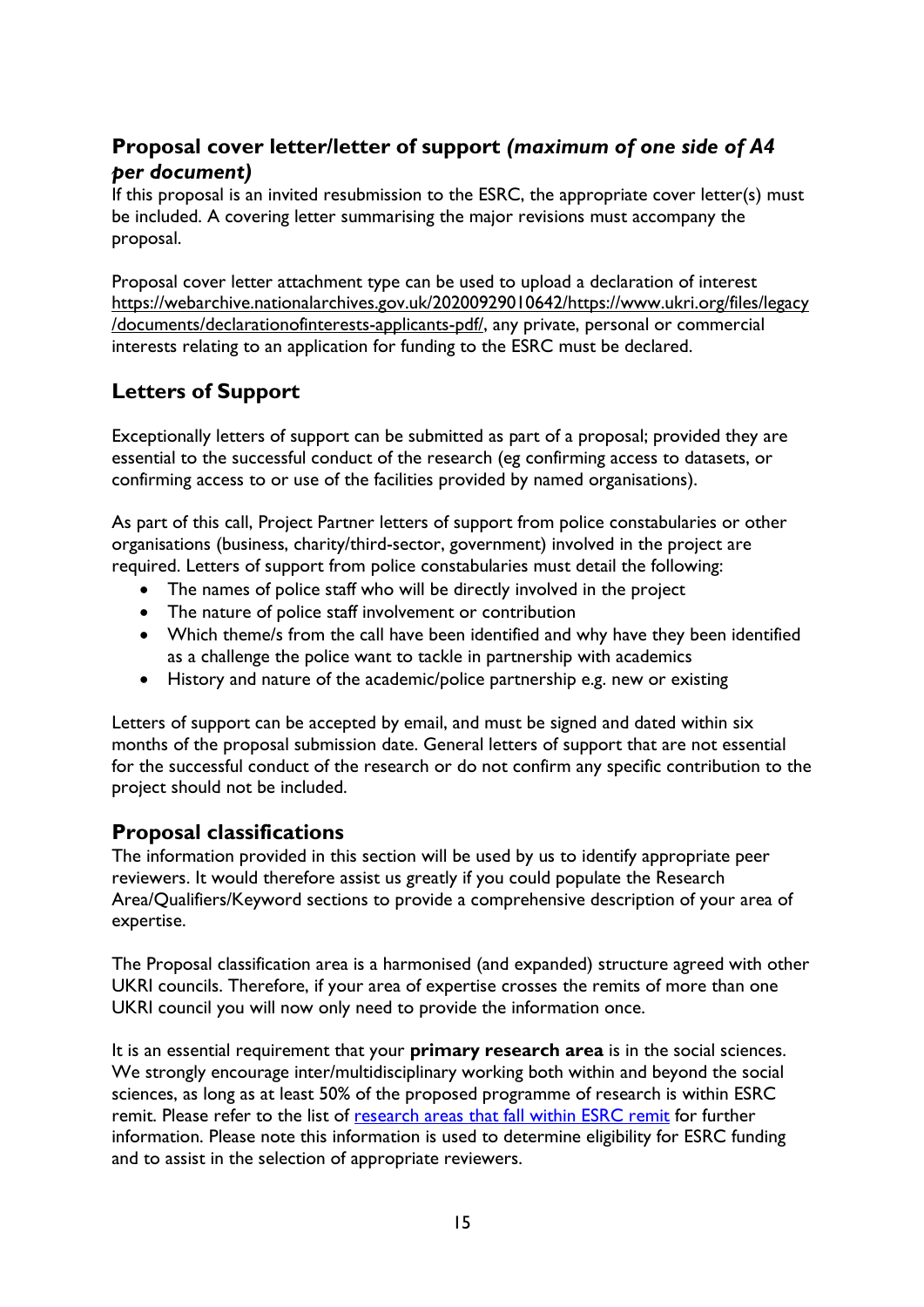## Proposal cover letter/letter of support *(maximum of one side of A4 per document)*

If this proposal is an invited resubmission to the ESRC, the appropriate cover letter(s) must be included. A covering letter summarising the major revisions must accompany the proposal.

Proposal cover letter attachment type can be used to upload a declaration of interest https://webarchive.nationalarchives.gov.uk/20200929010642/https://www.ukri.org/files/legacy/documents/declarationofinterests-applicants-pdf/, any private, personal or commercial interests relating to an application for funding to the ESRC must be declared.

## Letters of Support

Exceptionally letters of support can be submitted as part of a proposal; provided they are essential to the successful conduct of the research (eg confirming access to datasets, or confirming access to or use of the facilities provided by named organisations).

As part of this call, Project Partner letters of support from police constabularies or other organisations (business, charity/third-sector, government) involved in the project are required. Letters of support from police constabularies must detail the following:

- The names of police staff who will be directly involved in the project
- The nature of police staff involvement or contribution
- Which theme/s from the call have been identified and why have they been identified as a challenge the police want to tackle in partnership with academics
- History and nature of the academic/police partnership e.g. new or existing

Letters of support can be accepted by email, and must be signed and dated within six months of the proposal submission date. General letters of support that are not essential for the successful conduct of the research or do not confirm any specific contribution to the project should not be included.

## Proposal classifications

The information provided in this section will be used by us to identify appropriate peer reviewers. It would therefore assist us greatly if you could populate the Research Area/Qualifiers/Keyword sections to provide a comprehensive description of your area of expertise.

The Proposal classification area is a harmonised (and expanded) structure agreed with other UKRI councils. Therefore, if your area of expertise crosses the remits of more than one UKRI council you will now only need to provide the information once.

It is an essential requirement that your **primary research area** is in the social sciences. We strongly encourage inter/multidisciplinary working both within and beyond the social sciences, as long as at least 50% of the proposed programme of research is within ESRC remit. Please refer to the list of research areas that fall within ESRC remit for further information. Please note this information is used to determine eligibility for ESRC funding and to assist in the selection of appropriate reviewers.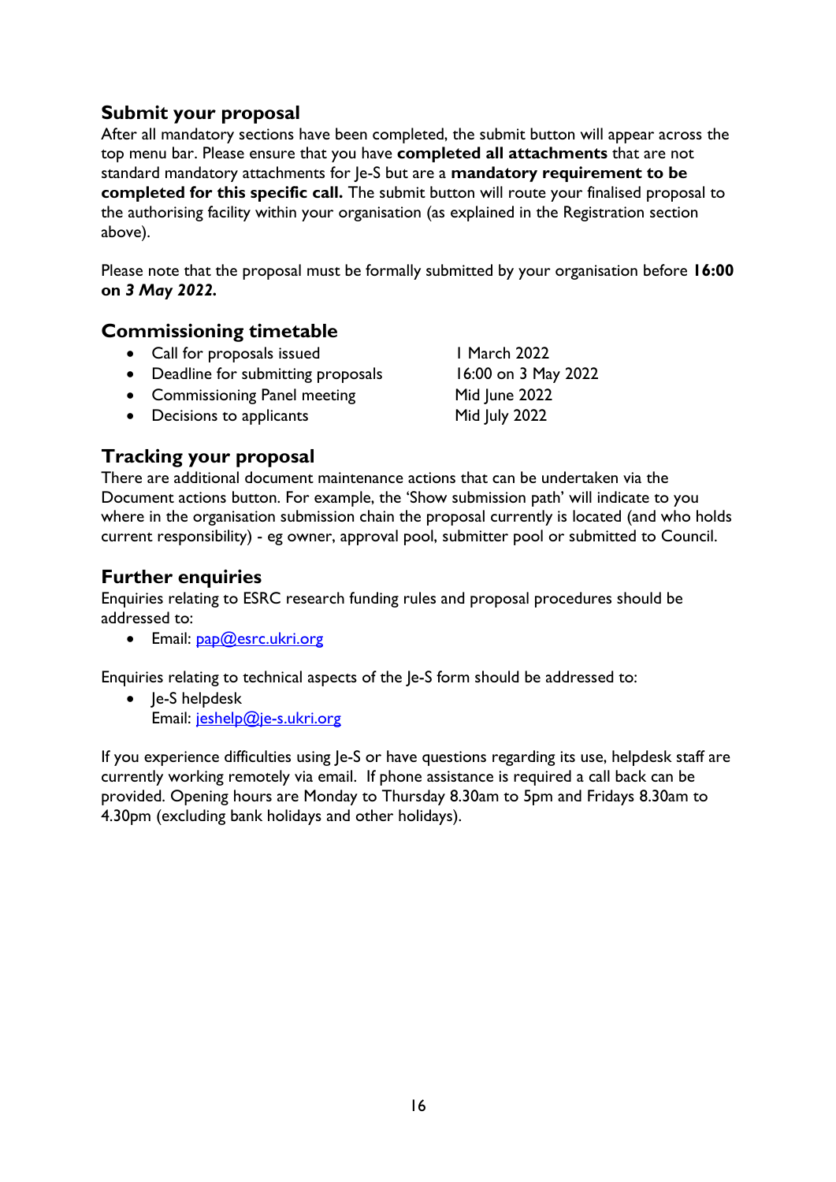## Submit your proposal

After all mandatory sections have been completed, the submit button will appear across the top menu bar. Please ensure that you have **completed all attachments** that are not standard mandatory attachments for Je-S but are a **mandatory requirement to be completed for this specific call.** The submit button will route your finalised proposal to the authorising facility within your organisation (as explained in the Registration section above).

Please note that the proposal must be formally submitted by your organisation before **16:00 on *3 May 2022.***

## Commissioning timetable

| | |
|---|---|
| • Call for proposals issued | 1 March 2022 |
| • Deadline for submitting proposals | 16:00 on 3 May 2022 |
| • Commissioning Panel meeting | Mid June 2022 |
| • Decisions to applicants | Mid July 2022 |

## Tracking your proposal

There are additional document maintenance actions that can be undertaken via the Document actions button. For example, the 'Show submission path' will indicate to you where in the organisation submission chain the proposal currently is located (and who holds current responsibility) - eg owner, approval pool, submitter pool or submitted to Council.

## Further enquiries

Enquiries relating to ESRC research funding rules and proposal procedures should be addressed to:

- Email: pap@esrc.ukri.org

Enquiries relating to technical aspects of the Je-S form should be addressed to:

- Je-S helpdesk
  Email: jeshelp@je-s.ukri.org

If you experience difficulties using Je-S or have questions regarding its use, helpdesk staff are currently working remotely via email. If phone assistance is required a call back can be provided. Opening hours are Monday to Thursday 8.30am to 5pm and Fridays 8.30am to 4.30pm (excluding bank holidays and other holidays).